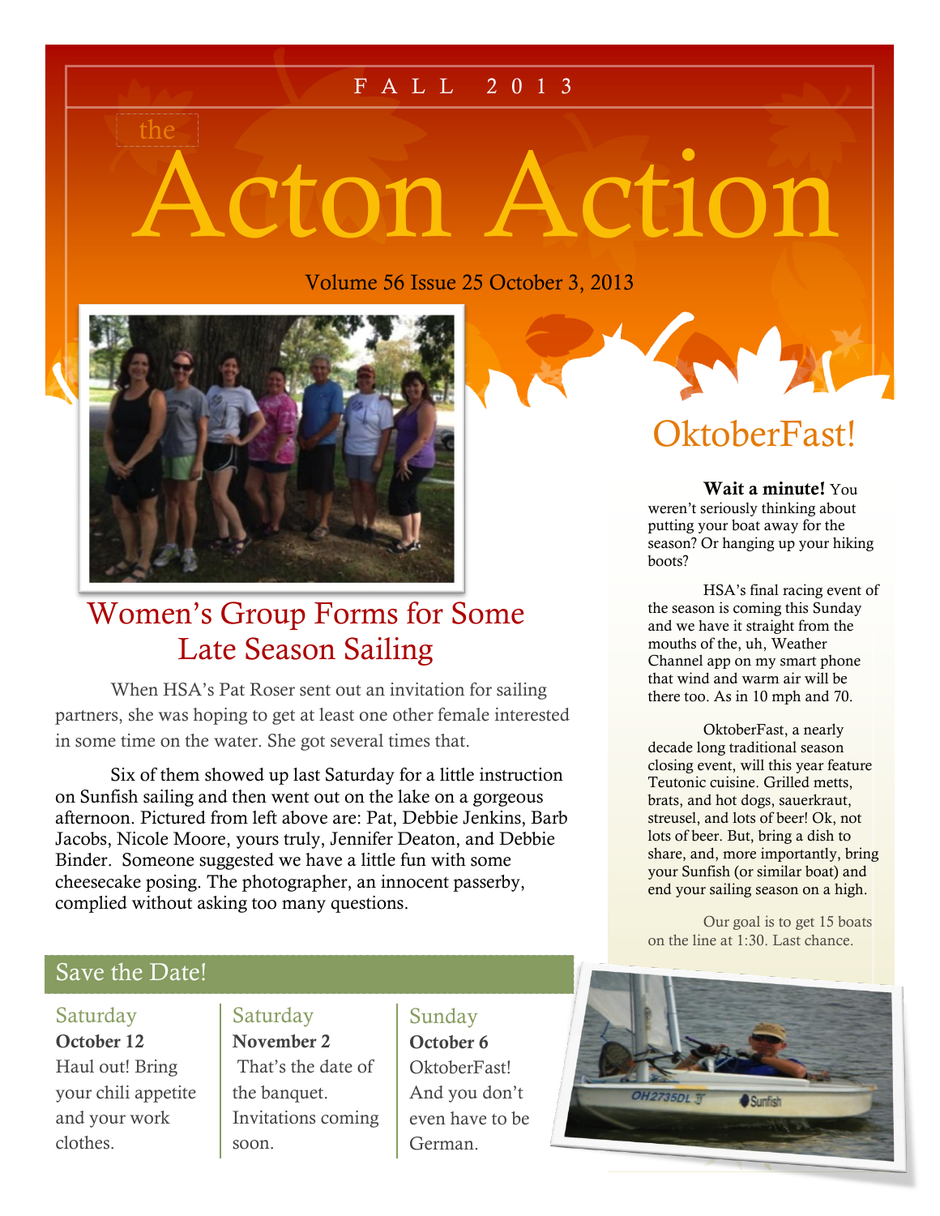FALL 2013

# the Acton Action

Volume 56 Issue 25 October 3, 2013

## Women's Group Forms for Some Late Season Sailing

When HSA's Pat Roser sent out an invitation for sailing partners, she was hoping to get at least one other female interested in some time on the water. She got several times that.

Six of them showed up last Saturday for a little instruction on Sunfish sailing and then went out on the lake on a gorgeous afternoon. Pictured from left above are: Pat, Debbie Jenkins, Barb Jacobs, Nicole Moore, yours truly, Jennifer Deaton, and Debbie Binder. Someone suggested we have a little fun with some cheesecake posing. The photographer, an innocent passerby, complied without asking too many questions.

## OktoberFast!

**Wait a minute!** You weren't seriously thinking about putting your boat away for the season? Or hanging up your hiking boots?

HSA's final racing event of the season is coming this Sunday and we have it straight from the mouths of the, uh, Weather Channel app on my smart phone that wind and warm air will be there too. As in 10 mph and 70.

OktoberFast, a nearly decade long traditional season closing event, will this year feature Teutonic cuisine. Grilled metts, brats, and hot dogs, sauerkraut, streusel, and lots of beer! Ok, not lots of beer. But, bring a dish to share, and, more importantly, bring your Sunfish (or similar boat) and end your sailing season on a high.

Our goal is to get 15 boats on the line at 1:30. Last chance.

## Save the Date!

### Saturday
**October 12**
Haul out! Bring your chili appetite and your work clothes.

### Saturday
**November 2**
That's the date of the banquet. Invitations coming soon.

### Sunday
**October 6**
OktoberFast! And you don't even have to be German.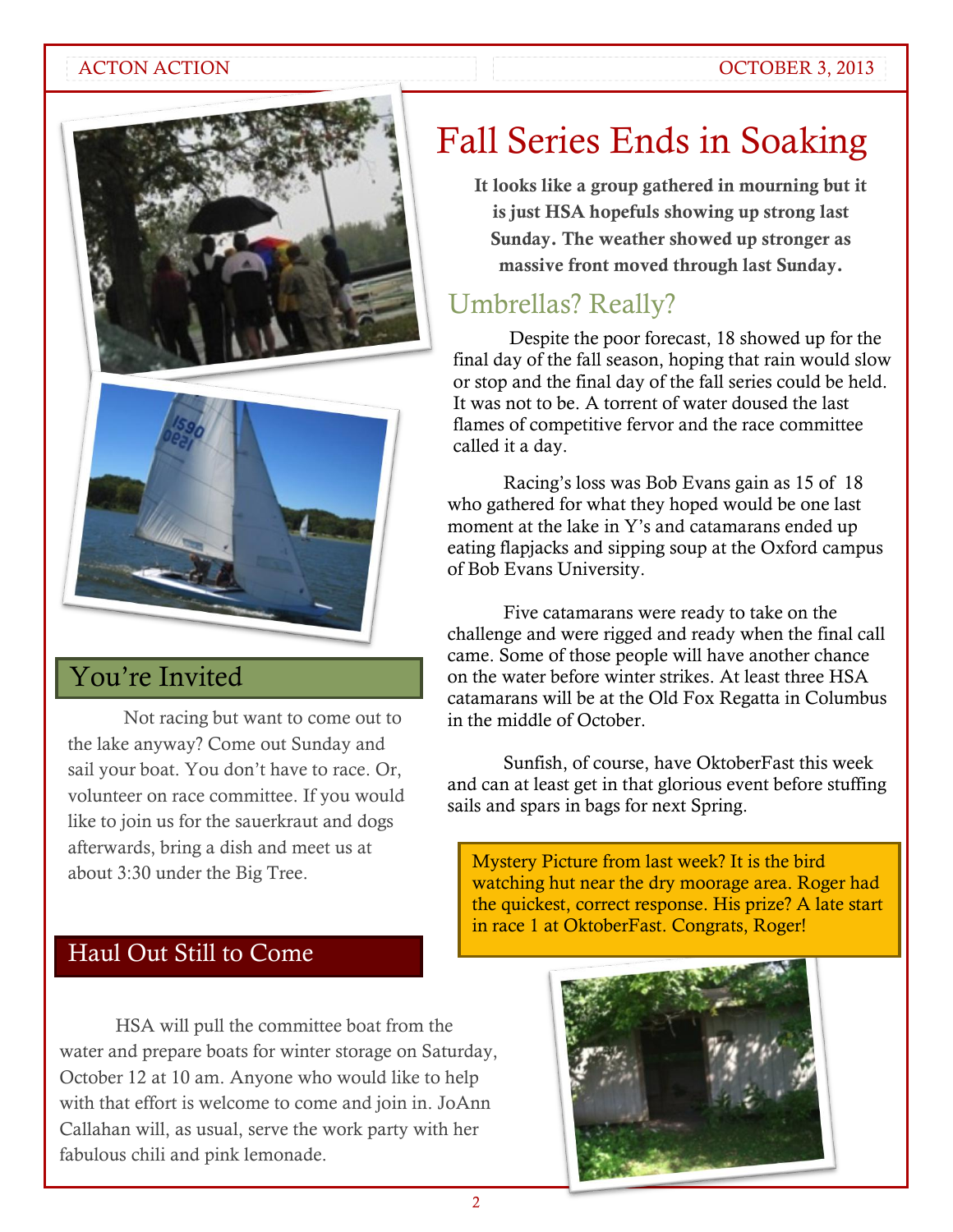# Fall Series Ends in Soaking

**It looks like a group gathered in mourning but it is just HSA hopefuls showing up strong last Sunday. The weather showed up stronger as massive front moved through last Sunday.**

## Umbrellas? Really?

Despite the poor forecast, 18 showed up for the final day of the fall season, hoping that rain would slow or stop and the final day of the fall series could be held. It was not to be. A torrent of water doused the last flames of competitive fervor and the race committee called it a day.

Racing's loss was Bob Evans gain as 15 of 18 who gathered for what they hoped would be one last moment at the lake in Y's and catamarans ended up eating flapjacks and sipping soup at the Oxford campus of Bob Evans University.

Five catamarans were ready to take on the challenge and were rigged and ready when the final call came. Some of those people will have another chance on the water before winter strikes. At least three HSA catamarans will be at the Old Fox Regatta in Columbus in the middle of October.

Sunfish, of course, have OktoberFast this week and can at least get in that glorious event before stuffing sails and spars in bags for next Spring.

Mystery Picture from last week? It is the bird watching hut near the dry moorage area. Roger had the quickest, correct response. His prize? A late start in race 1 at OktoberFast. Congrats, Roger!

## You're Invited

Not racing but want to come out to the lake anyway? Come out Sunday and sail your boat. You don't have to race. Or, volunteer on race committee. If you would like to join us for the sauerkraut and dogs afterwards, bring a dish and meet us at about 3:30 under the Big Tree.

## Haul Out Still to Come

HSA will pull the committee boat from the water and prepare boats for winter storage on Saturday, October 12 at 10 am. Anyone who would like to help with that effort is welcome to come and join in. JoAnn Callahan will, as usual, serve the work party with her fabulous chili and pink lemonade.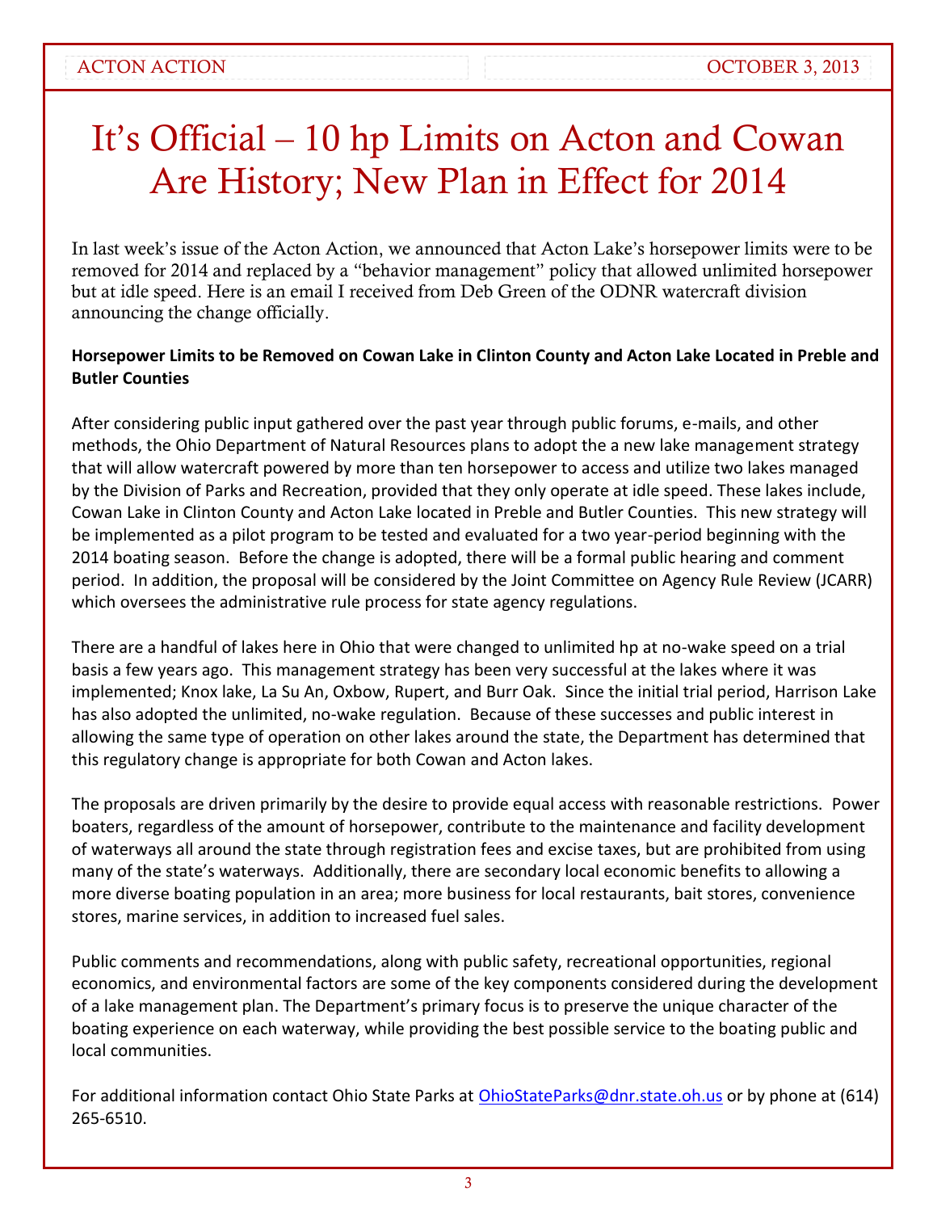# It's Official – 10 hp Limits on Acton and Cowan Are History; New Plan in Effect for 2014

In last week's issue of the Acton Action, we announced that Acton Lake's horsepower limits were to be removed for 2014 and replaced by a "behavior management" policy that allowed unlimited horsepower but at idle speed. Here is an email I received from Deb Green of the ODNR watercraft division announcing the change officially.

**Horsepower Limits to be Removed on Cowan Lake in Clinton County and Acton Lake Located in Preble and Butler Counties**

After considering public input gathered over the past year through public forums, e-mails, and other methods, the Ohio Department of Natural Resources plans to adopt the a new lake management strategy that will allow watercraft powered by more than ten horsepower to access and utilize two lakes managed by the Division of Parks and Recreation, provided that they only operate at idle speed. These lakes include, Cowan Lake in Clinton County and Acton Lake located in Preble and Butler Counties. This new strategy will be implemented as a pilot program to be tested and evaluated for a two year-period beginning with the 2014 boating season. Before the change is adopted, there will be a formal public hearing and comment period. In addition, the proposal will be considered by the Joint Committee on Agency Rule Review (JCARR) which oversees the administrative rule process for state agency regulations.

There are a handful of lakes here in Ohio that were changed to unlimited hp at no-wake speed on a trial basis a few years ago. This management strategy has been very successful at the lakes where it was implemented; Knox lake, La Su An, Oxbow, Rupert, and Burr Oak. Since the initial trial period, Harrison Lake has also adopted the unlimited, no-wake regulation. Because of these successes and public interest in allowing the same type of operation on other lakes around the state, the Department has determined that this regulatory change is appropriate for both Cowan and Acton lakes.

The proposals are driven primarily by the desire to provide equal access with reasonable restrictions. Power boaters, regardless of the amount of horsepower, contribute to the maintenance and facility development of waterways all around the state through registration fees and excise taxes, but are prohibited from using many of the state's waterways. Additionally, there are secondary local economic benefits to allowing a more diverse boating population in an area; more business for local restaurants, bait stores, convenience stores, marine services, in addition to increased fuel sales.

Public comments and recommendations, along with public safety, recreational opportunities, regional economics, and environmental factors are some of the key components considered during the development of a lake management plan. The Department's primary focus is to preserve the unique character of the boating experience on each waterway, while providing the best possible service to the boating public and local communities.

For additional information contact Ohio State Parks at OhioStateParks@dnr.state.oh.us or by phone at (614) 265-6510.